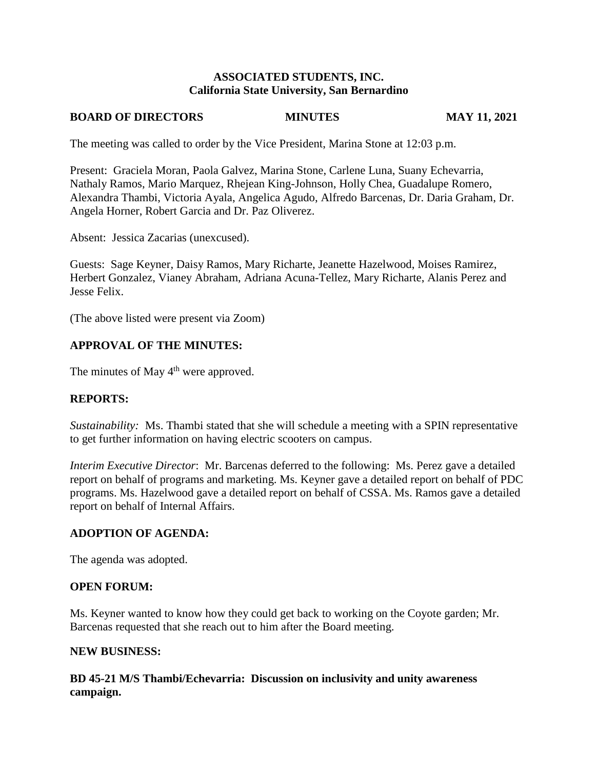**ASSOCIATED STUDENTS, INC.**
**California State University, San Bernardino**

**BOARD OF DIRECTORS MINUTES MAY 11, 2021**

The meeting was called to order by the Vice President, Marina Stone at 12:03 p.m.

Present: Graciela Moran, Paola Galvez, Marina Stone, Carlene Luna, Suany Echevarria, Nathaly Ramos, Mario Marquez, Rhejean King-Johnson, Holly Chea, Guadalupe Romero, Alexandra Thambi, Victoria Ayala, Angelica Agudo, Alfredo Barcenas, Dr. Daria Graham, Dr. Angela Horner, Robert Garcia and Dr. Paz Oliverez.

Absent: Jessica Zacarias (unexcused).

Guests: Sage Keyner, Daisy Ramos, Mary Richarte, Jeanette Hazelwood, Moises Ramirez, Herbert Gonzalez, Vianey Abraham, Adriana Acuna-Tellez, Mary Richarte, Alanis Perez and Jesse Felix.

(The above listed were present via Zoom)

## APPROVAL OF THE MINUTES:

The minutes of May 4th were approved.

## REPORTS:

*Sustainability:* Ms. Thambi stated that she will schedule a meeting with a SPIN representative to get further information on having electric scooters on campus.

*Interim Executive Director*: Mr. Barcenas deferred to the following: Ms. Perez gave a detailed report on behalf of programs and marketing. Ms. Keyner gave a detailed report on behalf of PDC programs. Ms. Hazelwood gave a detailed report on behalf of CSSA. Ms. Ramos gave a detailed report on behalf of Internal Affairs.

## ADOPTION OF AGENDA:

The agenda was adopted.

## OPEN FORUM:

Ms. Keyner wanted to know how they could get back to working on the Coyote garden; Mr. Barcenas requested that she reach out to him after the Board meeting.

## NEW BUSINESS:

**BD 45-21 M/S Thambi/Echevarria: Discussion on inclusivity and unity awareness campaign.**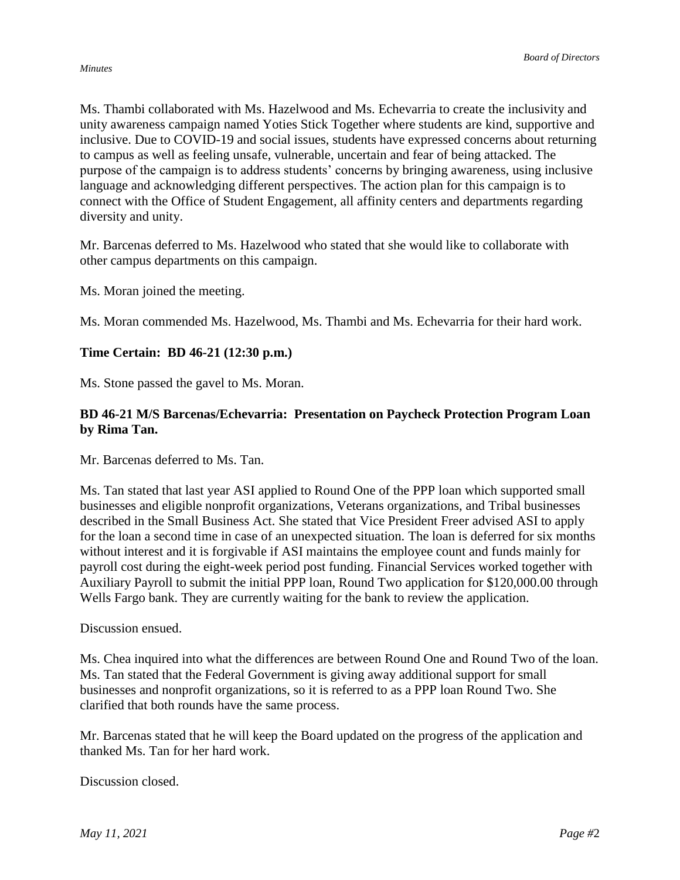Ms. Thambi collaborated with Ms. Hazelwood and Ms. Echevarria to create the inclusivity and unity awareness campaign named Yoties Stick Together where students are kind, supportive and inclusive. Due to COVID-19 and social issues, students have expressed concerns about returning to campus as well as feeling unsafe, vulnerable, uncertain and fear of being attacked. The purpose of the campaign is to address students' concerns by bringing awareness, using inclusive language and acknowledging different perspectives. The action plan for this campaign is to connect with the Office of Student Engagement, all affinity centers and departments regarding diversity and unity.

Mr. Barcenas deferred to Ms. Hazelwood who stated that she would like to collaborate with other campus departments on this campaign.

Ms. Moran joined the meeting.

Ms. Moran commended Ms. Hazelwood, Ms. Thambi and Ms. Echevarria for their hard work.

**Time Certain: BD 46-21 (12:30 p.m.)**

Ms. Stone passed the gavel to Ms. Moran.

**BD 46-21 M/S Barcenas/Echevarria: Presentation on Paycheck Protection Program Loan by Rima Tan.**

Mr. Barcenas deferred to Ms. Tan.

Ms. Tan stated that last year ASI applied to Round One of the PPP loan which supported small businesses and eligible nonprofit organizations, Veterans organizations, and Tribal businesses described in the Small Business Act. She stated that Vice President Freer advised ASI to apply for the loan a second time in case of an unexpected situation. The loan is deferred for six months without interest and it is forgivable if ASI maintains the employee count and funds mainly for payroll cost during the eight-week period post funding. Financial Services worked together with Auxiliary Payroll to submit the initial PPP loan, Round Two application for $120,000.00 through Wells Fargo bank. They are currently waiting for the bank to review the application.

Discussion ensued.

Ms. Chea inquired into what the differences are between Round One and Round Two of the loan. Ms. Tan stated that the Federal Government is giving away additional support for small businesses and nonprofit organizations, so it is referred to as a PPP loan Round Two. She clarified that both rounds have the same process.

Mr. Barcenas stated that he will keep the Board updated on the progress of the application and thanked Ms. Tan for her hard work.

Discussion closed.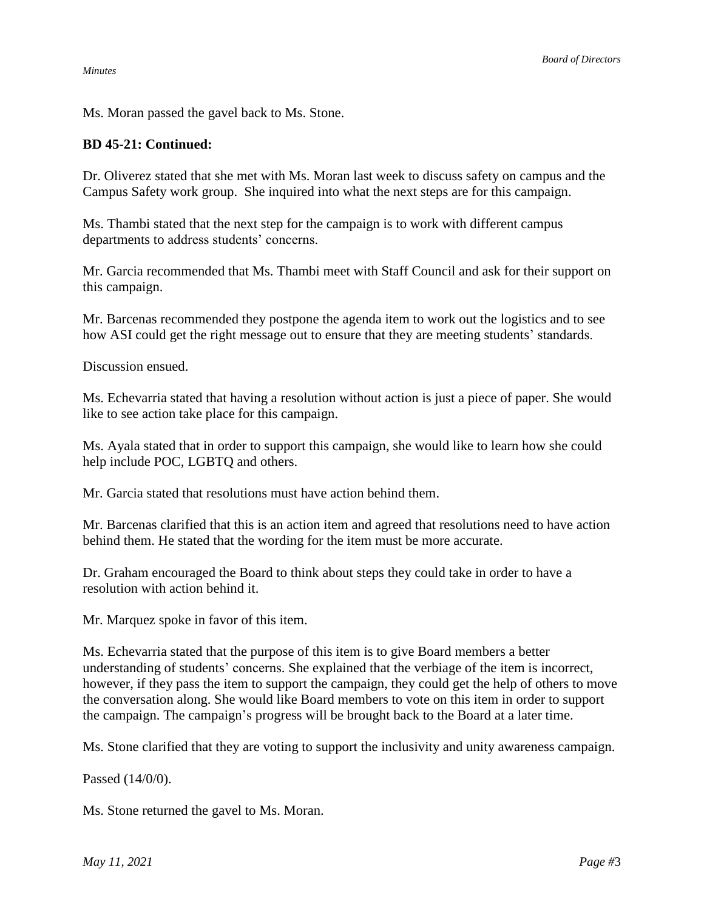Ms. Moran passed the gavel back to Ms. Stone.

**BD 45-21: Continued:**

Dr. Oliverez stated that she met with Ms. Moran last week to discuss safety on campus and the Campus Safety work group. She inquired into what the next steps are for this campaign.

Ms. Thambi stated that the next step for the campaign is to work with different campus departments to address students' concerns.

Mr. Garcia recommended that Ms. Thambi meet with Staff Council and ask for their support on this campaign.

Mr. Barcenas recommended they postpone the agenda item to work out the logistics and to see how ASI could get the right message out to ensure that they are meeting students' standards.

Discussion ensued.

Ms. Echevarria stated that having a resolution without action is just a piece of paper. She would like to see action take place for this campaign.

Ms. Ayala stated that in order to support this campaign, she would like to learn how she could help include POC, LGBTQ and others.

Mr. Garcia stated that resolutions must have action behind them.

Mr. Barcenas clarified that this is an action item and agreed that resolutions need to have action behind them. He stated that the wording for the item must be more accurate.

Dr. Graham encouraged the Board to think about steps they could take in order to have a resolution with action behind it.

Mr. Marquez spoke in favor of this item.

Ms. Echevarria stated that the purpose of this item is to give Board members a better understanding of students' concerns. She explained that the verbiage of the item is incorrect, however, if they pass the item to support the campaign, they could get the help of others to move the conversation along. She would like Board members to vote on this item in order to support the campaign. The campaign's progress will be brought back to the Board at a later time.

Ms. Stone clarified that they are voting to support the inclusivity and unity awareness campaign.

Passed (14/0/0).

Ms. Stone returned the gavel to Ms. Moran.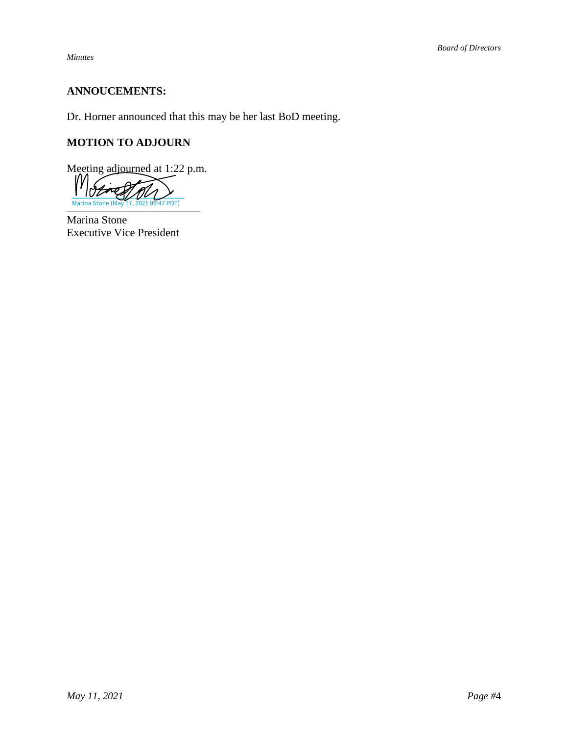## ANNOUCEMENTS:

Dr. Horner announced that this may be her last BoD meeting.

## MOTION TO ADJOURN

Meeting adjourned at 1:22 p.m.

Marina Stone (May 17, 2021 09:47 PDT)

Marina Stone
Executive Vice President